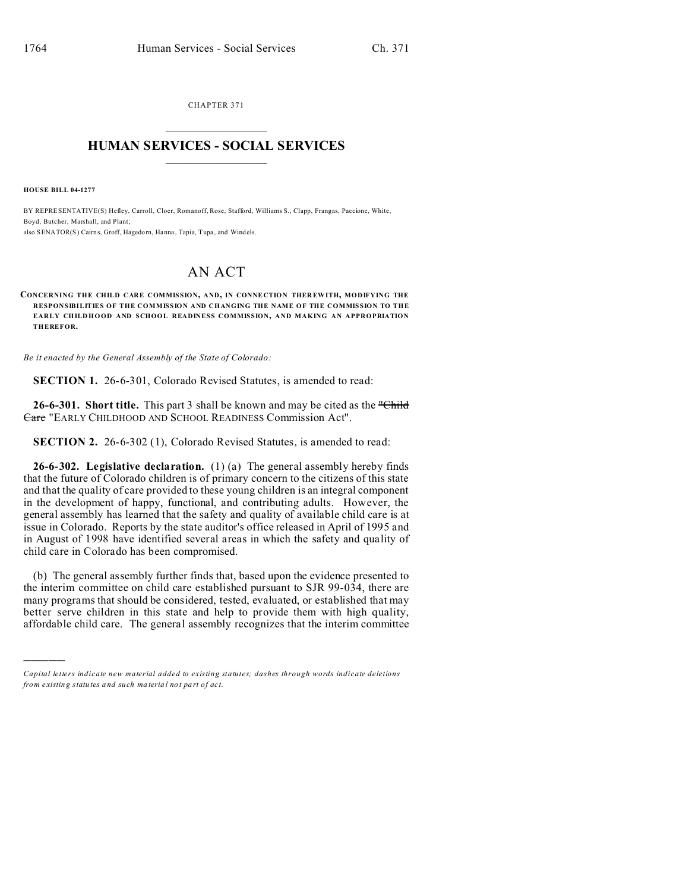CHAPTER 371

# HUMAN SERVICES - SOCIAL SERVICES

**HOUSE BILL 04-1277**

BY REPRESENTATIVE(S) Hefley, Carroll, Cloer, Romanoff, Rose, Stafford, Williams S., Clapp, Frangas, Paccione, White, Boyd, Butcher, Marshall, and Plant;
also SENATOR(S) Cairns, Groff, Hagedorn, Hanna, Tapia, Tupa, and Windels.

# AN ACT

**CONCERNING THE CHILD CARE COMMISSION, AND, IN CONNECTION THEREWITH, MODIFYING THE RESPONSIBILITIES OF THE COMMISSION AND CHANGING THE NAME OF THE COMMISSION TO THE EARLY CHILDHOOD AND SCHOOL READINESS COMMISSION, AND MAKING AN APPROPRIATION THEREFOR.**

*Be it enacted by the General Assembly of the State of Colorado:*

**SECTION 1.** 26-6-301, Colorado Revised Statutes, is amended to read:

**26-6-301. Short title.** This part 3 shall be known and may be cited as the ~~"Child Care~~ "EARLY CHILDHOOD AND SCHOOL READINESS Commission Act".

**SECTION 2.** 26-6-302 (1), Colorado Revised Statutes, is amended to read:

**26-6-302. Legislative declaration.** (1) (a) The general assembly hereby finds that the future of Colorado children is of primary concern to the citizens of this state and that the quality of care provided to these young children is an integral component in the development of happy, functional, and contributing adults. However, the general assembly has learned that the safety and quality of available child care is at issue in Colorado. Reports by the state auditor's office released in April of 1995 and in August of 1998 have identified several areas in which the safety and quality of child care in Colorado has been compromised.

(b) The general assembly further finds that, based upon the evidence presented to the interim committee on child care established pursuant to SJR 99-034, there are many programs that should be considered, tested, evaluated, or established that may better serve children in this state and help to provide them with high quality, affordable child care. The general assembly recognizes that the interim committee

---

*Capital letters indicate new material added to existing statutes; dashes through words indicate deletions from existing statutes and such material not part of act.*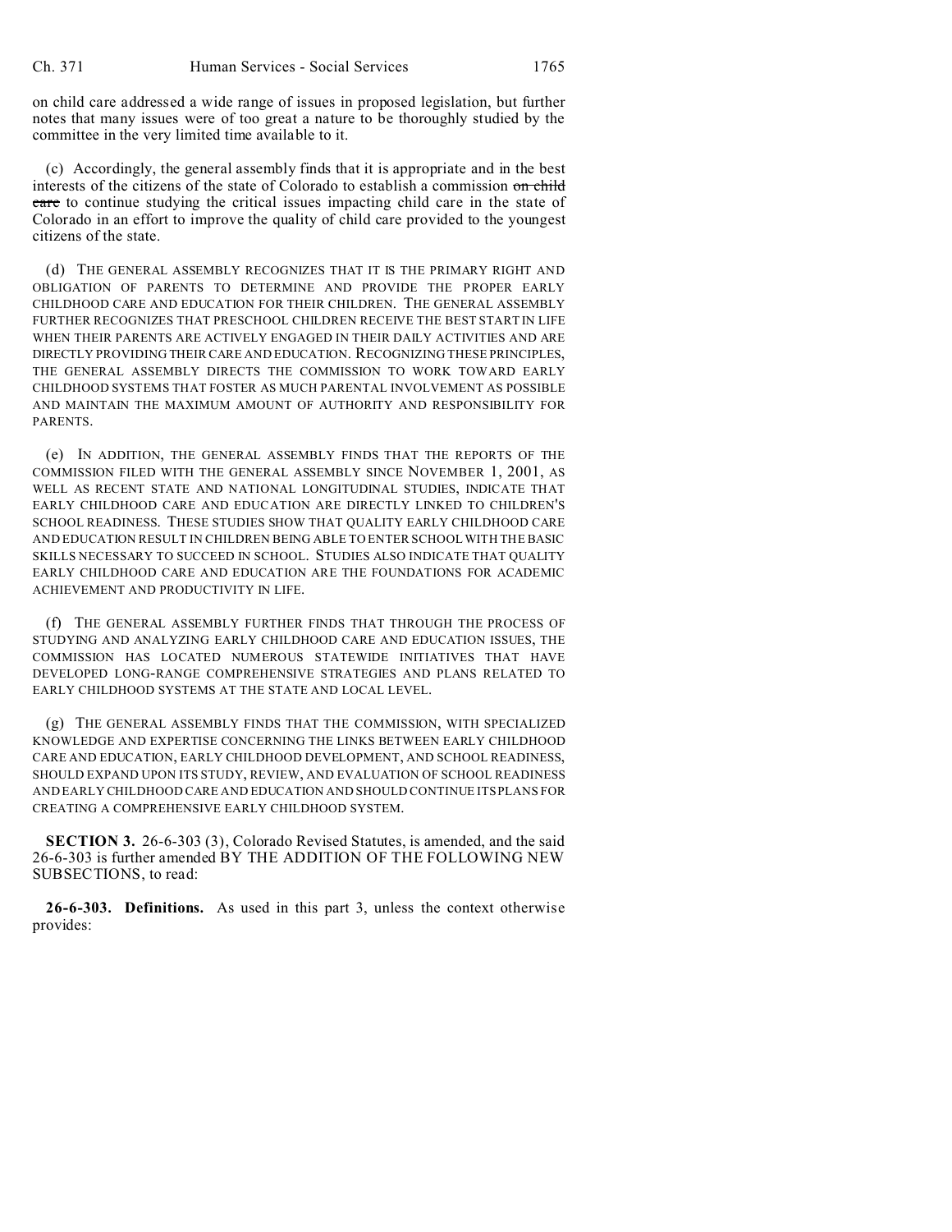on child care addressed a wide range of issues in proposed legislation, but further notes that many issues were of too great a nature to be thoroughly studied by the committee in the very limited time available to it.

(c) Accordingly, the general assembly finds that it is appropriate and in the best interests of the citizens of the state of Colorado to establish a commission ~~on child care~~ to continue studying the critical issues impacting child care in the state of Colorado in an effort to improve the quality of child care provided to the youngest citizens of the state.

(d) THE GENERAL ASSEMBLY RECOGNIZES THAT IT IS THE PRIMARY RIGHT AND OBLIGATION OF PARENTS TO DETERMINE AND PROVIDE THE PROPER EARLY CHILDHOOD CARE AND EDUCATION FOR THEIR CHILDREN. THE GENERAL ASSEMBLY FURTHER RECOGNIZES THAT PRESCHOOL CHILDREN RECEIVE THE BEST START IN LIFE WHEN THEIR PARENTS ARE ACTIVELY ENGAGED IN THEIR DAILY ACTIVITIES AND ARE DIRECTLY PROVIDING THEIR CARE AND EDUCATION. RECOGNIZING THESE PRINCIPLES, THE GENERAL ASSEMBLY DIRECTS THE COMMISSION TO WORK TOWARD EARLY CHILDHOOD SYSTEMS THAT FOSTER AS MUCH PARENTAL INVOLVEMENT AS POSSIBLE AND MAINTAIN THE MAXIMUM AMOUNT OF AUTHORITY AND RESPONSIBILITY FOR PARENTS.

(e) IN ADDITION, THE GENERAL ASSEMBLY FINDS THAT THE REPORTS OF THE COMMISSION FILED WITH THE GENERAL ASSEMBLY SINCE NOVEMBER 1, 2001, AS WELL AS RECENT STATE AND NATIONAL LONGITUDINAL STUDIES, INDICATE THAT EARLY CHILDHOOD CARE AND EDUCATION ARE DIRECTLY LINKED TO CHILDREN'S SCHOOL READINESS. THESE STUDIES SHOW THAT QUALITY EARLY CHILDHOOD CARE AND EDUCATION RESULT IN CHILDREN BEING ABLE TO ENTER SCHOOL WITH THE BASIC SKILLS NECESSARY TO SUCCEED IN SCHOOL. STUDIES ALSO INDICATE THAT QUALITY EARLY CHILDHOOD CARE AND EDUCATION ARE THE FOUNDATIONS FOR ACADEMIC ACHIEVEMENT AND PRODUCTIVITY IN LIFE.

(f) THE GENERAL ASSEMBLY FURTHER FINDS THAT THROUGH THE PROCESS OF STUDYING AND ANALYZING EARLY CHILDHOOD CARE AND EDUCATION ISSUES, THE COMMISSION HAS LOCATED NUMEROUS STATEWIDE INITIATIVES THAT HAVE DEVELOPED LONG-RANGE COMPREHENSIVE STRATEGIES AND PLANS RELATED TO EARLY CHILDHOOD SYSTEMS AT THE STATE AND LOCAL LEVEL.

(g) THE GENERAL ASSEMBLY FINDS THAT THE COMMISSION, WITH SPECIALIZED KNOWLEDGE AND EXPERTISE CONCERNING THE LINKS BETWEEN EARLY CHILDHOOD CARE AND EDUCATION, EARLY CHILDHOOD DEVELOPMENT, AND SCHOOL READINESS, SHOULD EXPAND UPON ITS STUDY, REVIEW, AND EVALUATION OF SCHOOL READINESS AND EARLY CHILDHOOD CARE AND EDUCATION AND SHOULD CONTINUE ITS PLANS FOR CREATING A COMPREHENSIVE EARLY CHILDHOOD SYSTEM.

**SECTION 3.** 26-6-303 (3), Colorado Revised Statutes, is amended, and the said 26-6-303 is further amended BY THE ADDITION OF THE FOLLOWING NEW SUBSECTIONS, to read:

**26-6-303. Definitions.** As used in this part 3, unless the context otherwise provides: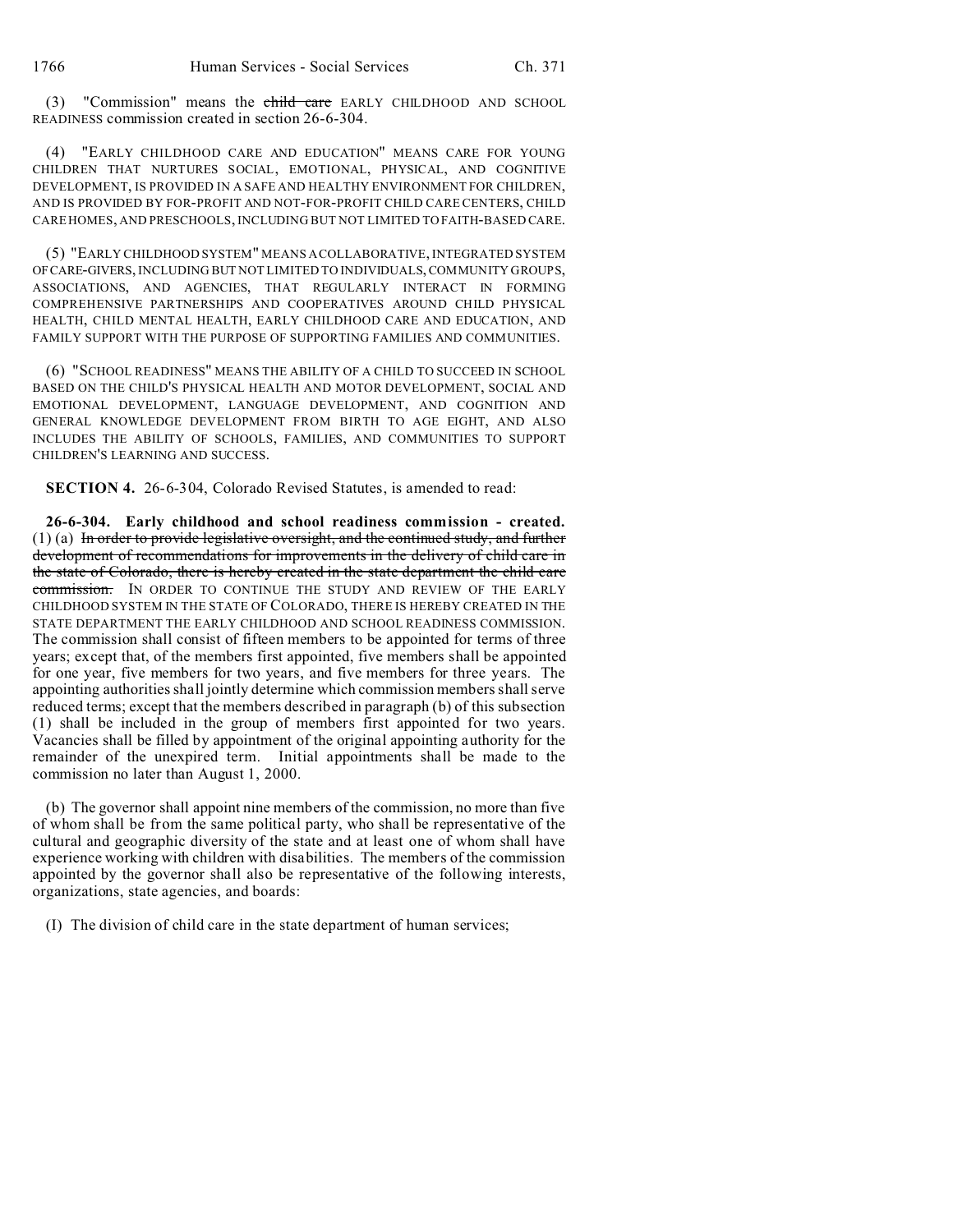(3) "Commission" means the ~~child care~~ EARLY CHILDHOOD AND SCHOOL READINESS commission created in section 26-6-304.

(4) "EARLY CHILDHOOD CARE AND EDUCATION" MEANS CARE FOR YOUNG CHILDREN THAT NURTURES SOCIAL, EMOTIONAL, PHYSICAL, AND COGNITIVE DEVELOPMENT, IS PROVIDED IN A SAFE AND HEALTHY ENVIRONMENT FOR CHILDREN, AND IS PROVIDED BY FOR-PROFIT AND NOT-FOR-PROFIT CHILD CARE CENTERS, CHILD CARE HOMES, AND PRESCHOOLS, INCLUDING BUT NOT LIMITED TO FAITH-BASED CARE.

(5) "EARLY CHILDHOOD SYSTEM" MEANS A COLLABORATIVE, INTEGRATED SYSTEM OF CARE-GIVERS, INCLUDING BUT NOT LIMITED TO INDIVIDUALS, COMMUNITY GROUPS, ASSOCIATIONS, AND AGENCIES, THAT REGULARLY INTERACT IN FORMING COMPREHENSIVE PARTNERSHIPS AND COOPERATIVES AROUND CHILD PHYSICAL HEALTH, CHILD MENTAL HEALTH, EARLY CHILDHOOD CARE AND EDUCATION, AND FAMILY SUPPORT WITH THE PURPOSE OF SUPPORTING FAMILIES AND COMMUNITIES.

(6) "SCHOOL READINESS" MEANS THE ABILITY OF A CHILD TO SUCCEED IN SCHOOL BASED ON THE CHILD'S PHYSICAL HEALTH AND MOTOR DEVELOPMENT, SOCIAL AND EMOTIONAL DEVELOPMENT, LANGUAGE DEVELOPMENT, AND COGNITION AND GENERAL KNOWLEDGE DEVELOPMENT FROM BIRTH TO AGE EIGHT, AND ALSO INCLUDES THE ABILITY OF SCHOOLS, FAMILIES, AND COMMUNITIES TO SUPPORT CHILDREN'S LEARNING AND SUCCESS.

**SECTION 4.** 26-6-304, Colorado Revised Statutes, is amended to read:

**26-6-304. Early childhood and school readiness commission - created.** (1) (a) ~~In order to provide legislative oversight, and the continued study, and further development of recommendations for improvements in the delivery of child care in the state of Colorado, there is hereby created in the state department the child care commission.~~ IN ORDER TO CONTINUE THE STUDY AND REVIEW OF THE EARLY CHILDHOOD SYSTEM IN THE STATE OF COLORADO, THERE IS HEREBY CREATED IN THE STATE DEPARTMENT THE EARLY CHILDHOOD AND SCHOOL READINESS COMMISSION. The commission shall consist of fifteen members to be appointed for terms of three years; except that, of the members first appointed, five members shall be appointed for one year, five members for two years, and five members for three years. The appointing authorities shall jointly determine which commission members shall serve reduced terms; except that the members described in paragraph (b) of this subsection (1) shall be included in the group of members first appointed for two years. Vacancies shall be filled by appointment of the original appointing authority for the remainder of the unexpired term. Initial appointments shall be made to the commission no later than August 1, 2000.

(b) The governor shall appoint nine members of the commission, no more than five of whom shall be from the same political party, who shall be representative of the cultural and geographic diversity of the state and at least one of whom shall have experience working with children with disabilities. The members of the commission appointed by the governor shall also be representative of the following interests, organizations, state agencies, and boards:

(I) The division of child care in the state department of human services;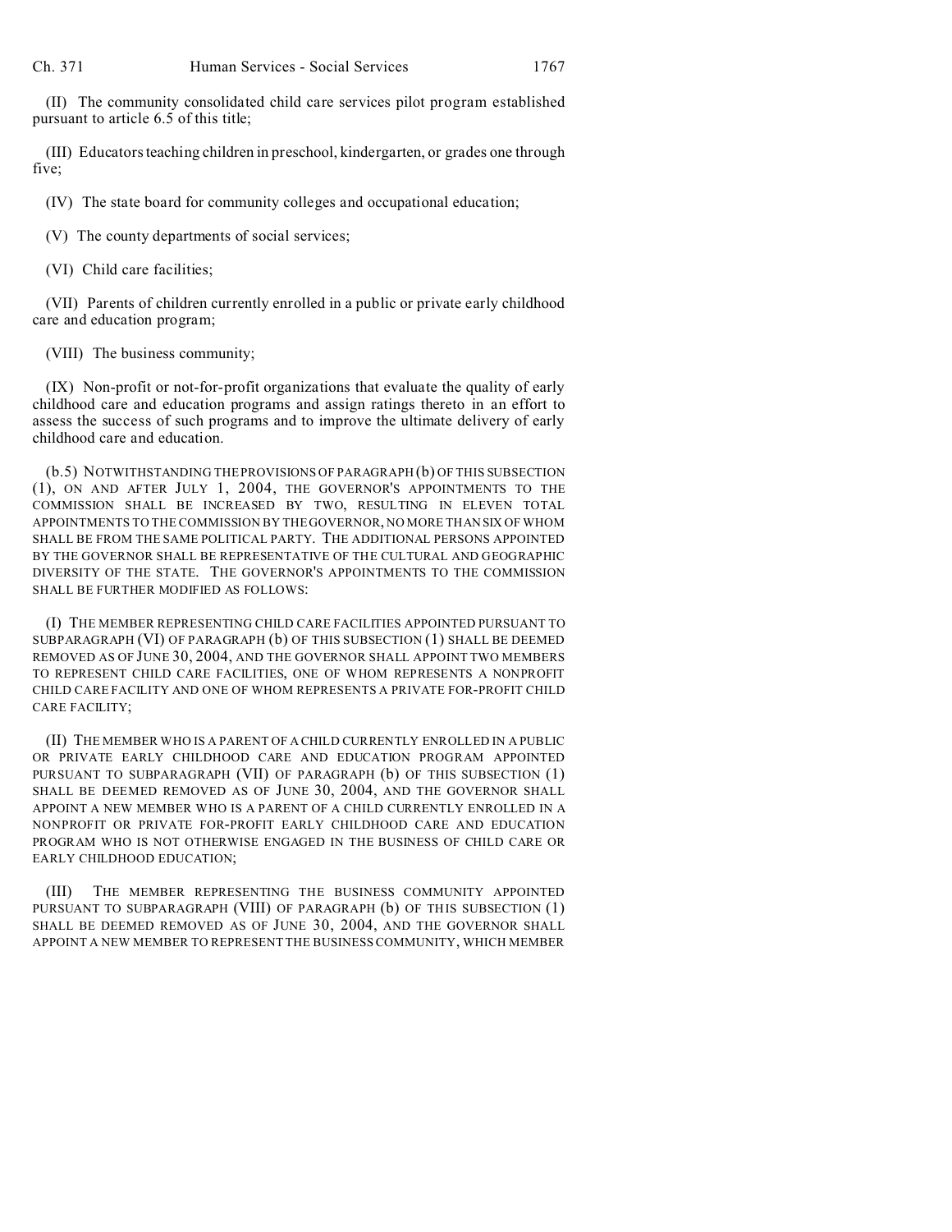(II) The community consolidated child care services pilot program established pursuant to article 6.5 of this title;

(III) Educators teaching children in preschool, kindergarten, or grades one through five;

(IV) The state board for community colleges and occupational education;

(V) The county departments of social services;

(VI) Child care facilities;

(VII) Parents of children currently enrolled in a public or private early childhood care and education program;

(VIII) The business community;

(IX) Non-profit or not-for-profit organizations that evaluate the quality of early childhood care and education programs and assign ratings thereto in an effort to assess the success of such programs and to improve the ultimate delivery of early childhood care and education.

(b.5) NOTWITHSTANDING THE PROVISIONS OF PARAGRAPH (b) OF THIS SUBSECTION (1), ON AND AFTER JULY 1, 2004, THE GOVERNOR'S APPOINTMENTS TO THE COMMISSION SHALL BE INCREASED BY TWO, RESULTING IN ELEVEN TOTAL APPOINTMENTS TO THE COMMISSION BY THE GOVERNOR, NO MORE THAN SIX OF WHOM SHALL BE FROM THE SAME POLITICAL PARTY. THE ADDITIONAL PERSONS APPOINTED BY THE GOVERNOR SHALL BE REPRESENTATIVE OF THE CULTURAL AND GEOGRAPHIC DIVERSITY OF THE STATE. THE GOVERNOR'S APPOINTMENTS TO THE COMMISSION SHALL BE FURTHER MODIFIED AS FOLLOWS:

(I) THE MEMBER REPRESENTING CHILD CARE FACILITIES APPOINTED PURSUANT TO SUBPARAGRAPH (VI) OF PARAGRAPH (b) OF THIS SUBSECTION (1) SHALL BE DEEMED REMOVED AS OF JUNE 30, 2004, AND THE GOVERNOR SHALL APPOINT TWO MEMBERS TO REPRESENT CHILD CARE FACILITIES, ONE OF WHOM REPRESENTS A NONPROFIT CHILD CARE FACILITY AND ONE OF WHOM REPRESENTS A PRIVATE FOR-PROFIT CHILD CARE FACILITY;

(II) THE MEMBER WHO IS A PARENT OF A CHILD CURRENTLY ENROLLED IN A PUBLIC OR PRIVATE EARLY CHILDHOOD CARE AND EDUCATION PROGRAM APPOINTED PURSUANT TO SUBPARAGRAPH (VII) OF PARAGRAPH (b) OF THIS SUBSECTION (1) SHALL BE DEEMED REMOVED AS OF JUNE 30, 2004, AND THE GOVERNOR SHALL APPOINT A NEW MEMBER WHO IS A PARENT OF A CHILD CURRENTLY ENROLLED IN A NONPROFIT OR PRIVATE FOR-PROFIT EARLY CHILDHOOD CARE AND EDUCATION PROGRAM WHO IS NOT OTHERWISE ENGAGED IN THE BUSINESS OF CHILD CARE OR EARLY CHILDHOOD EDUCATION;

(III) THE MEMBER REPRESENTING THE BUSINESS COMMUNITY APPOINTED PURSUANT TO SUBPARAGRAPH (VIII) OF PARAGRAPH (b) OF THIS SUBSECTION (1) SHALL BE DEEMED REMOVED AS OF JUNE 30, 2004, AND THE GOVERNOR SHALL APPOINT A NEW MEMBER TO REPRESENT THE BUSINESS COMMUNITY, WHICH MEMBER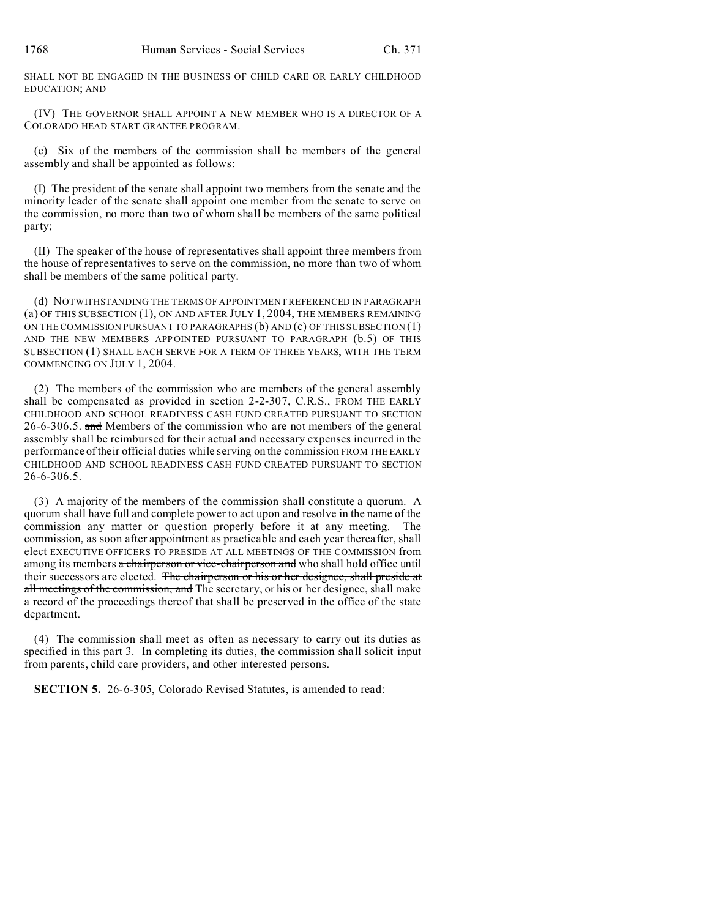SHALL NOT BE ENGAGED IN THE BUSINESS OF CHILD CARE OR EARLY CHILDHOOD EDUCATION; AND

(IV) THE GOVERNOR SHALL APPOINT A NEW MEMBER WHO IS A DIRECTOR OF A COLORADO HEAD START GRANTEE PROGRAM.

(c) Six of the members of the commission shall be members of the general assembly and shall be appointed as follows:

(I) The president of the senate shall appoint two members from the senate and the minority leader of the senate shall appoint one member from the senate to serve on the commission, no more than two of whom shall be members of the same political party;

(II) The speaker of the house of representatives shall appoint three members from the house of representatives to serve on the commission, no more than two of whom shall be members of the same political party.

(d) NOTWITHSTANDING THE TERMS OF APPOINTMENT REFERENCED IN PARAGRAPH (a) OF THIS SUBSECTION (1), ON AND AFTER JULY 1, 2004, THE MEMBERS REMAINING ON THE COMMISSION PURSUANT TO PARAGRAPHS (b) AND (c) OF THIS SUBSECTION (1) AND THE NEW MEMBERS APPOINTED PURSUANT TO PARAGRAPH (b.5) OF THIS SUBSECTION (1) SHALL EACH SERVE FOR A TERM OF THREE YEARS, WITH THE TERM COMMENCING ON JULY 1, 2004.

(2) The members of the commission who are members of the general assembly shall be compensated as provided in section 2-2-307, C.R.S., FROM THE EARLY CHILDHOOD AND SCHOOL READINESS CASH FUND CREATED PURSUANT TO SECTION 26-6-306.5. ~~and~~ Members of the commission who are not members of the general assembly shall be reimbursed for their actual and necessary expenses incurred in the performance of their official duties while serving on the commission FROM THE EARLY CHILDHOOD AND SCHOOL READINESS CASH FUND CREATED PURSUANT TO SECTION 26-6-306.5.

(3) A majority of the members of the commission shall constitute a quorum. A quorum shall have full and complete power to act upon and resolve in the name of the commission any matter or question properly before it at any meeting. The commission, as soon after appointment as practicable and each year thereafter, shall elect EXECUTIVE OFFICERS TO PRESIDE AT ALL MEETINGS OF THE COMMISSION from among its members ~~a chairperson or vice-chairperson and~~ who shall hold office until their successors are elected. ~~The chairperson or his or her designee, shall preside at all meetings of the commission, and~~ The secretary, or his or her designee, shall make a record of the proceedings thereof that shall be preserved in the office of the state department.

(4) The commission shall meet as often as necessary to carry out its duties as specified in this part 3. In completing its duties, the commission shall solicit input from parents, child care providers, and other interested persons.

**SECTION 5.** 26-6-305, Colorado Revised Statutes, is amended to read: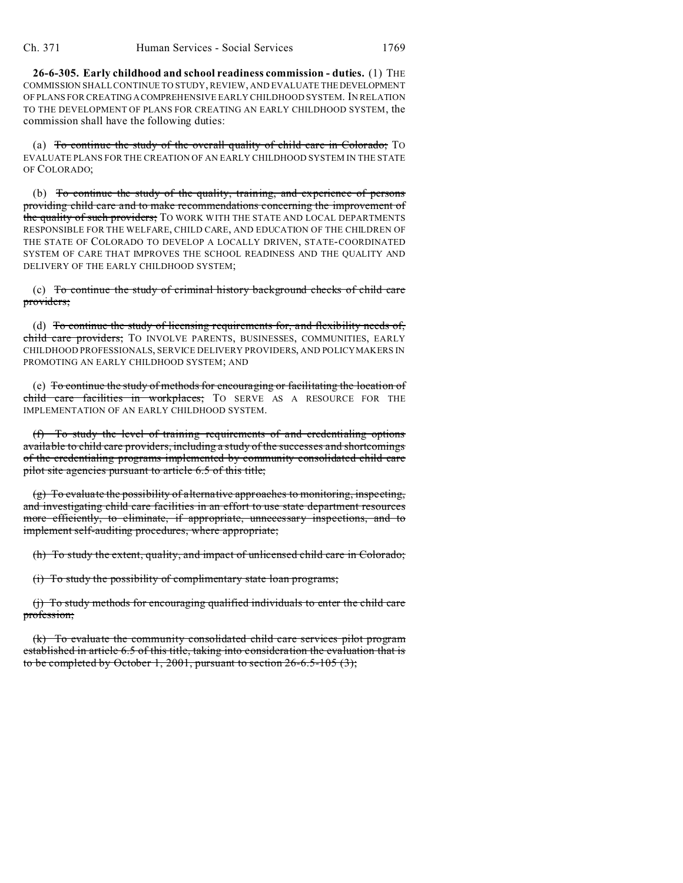**26-6-305. Early childhood and school readiness commission - duties.** (1) THE COMMISSION SHALL CONTINUE TO STUDY, REVIEW, AND EVALUATE THE DEVELOPMENT OF PLANS FOR CREATING A COMPREHENSIVE EARLY CHILDHOOD SYSTEM. IN RELATION TO THE DEVELOPMENT OF PLANS FOR CREATING AN EARLY CHILDHOOD SYSTEM, the commission shall have the following duties:

(a) ~~To continue the study of the overall quality of child care in Colorado;~~ TO EVALUATE PLANS FOR THE CREATION OF AN EARLY CHILDHOOD SYSTEM IN THE STATE OF COLORADO;

(b) ~~To continue the study of the quality, training, and experience of persons providing child care and to make recommendations concerning the improvement of the quality of such providers;~~ TO WORK WITH THE STATE AND LOCAL DEPARTMENTS RESPONSIBLE FOR THE WELFARE, CHILD CARE, AND EDUCATION OF THE CHILDREN OF THE STATE OF COLORADO TO DEVELOP A LOCALLY DRIVEN, STATE-COORDINATED SYSTEM OF CARE THAT IMPROVES THE SCHOOL READINESS AND THE QUALITY AND DELIVERY OF THE EARLY CHILDHOOD SYSTEM;

(c) ~~To continue the study of criminal history background checks of child care providers;~~

(d) ~~To continue the study of licensing requirements for, and flexibility needs of, child care providers;~~ TO INVOLVE PARENTS, BUSINESSES, COMMUNITIES, EARLY CHILDHOOD PROFESSIONALS, SERVICE DELIVERY PROVIDERS, AND POLICYMAKERS IN PROMOTING AN EARLY CHILDHOOD SYSTEM; AND

(e) ~~To continue the study of methods for encouraging or facilitating the location of child care facilities in workplaces;~~ TO SERVE AS A RESOURCE FOR THE IMPLEMENTATION OF AN EARLY CHILDHOOD SYSTEM.

~~(f) To study the level of training requirements of and credentialing options available to child care providers, including a study of the successes and shortcomings of the credentialing programs implemented by community consolidated child care pilot site agencies pursuant to article 6.5 of this title;~~

~~(g) To evaluate the possibility of alternative approaches to monitoring, inspecting, and investigating child care facilities in an effort to use state department resources more efficiently, to eliminate, if appropriate, unnecessary inspections, and to implement self-auditing procedures, where appropriate;~~

~~(h) To study the extent, quality, and impact of unlicensed child care in Colorado;~~

~~(i) To study the possibility of complimentary state loan programs;~~

~~(j) To study methods for encouraging qualified individuals to enter the child care profession;~~

~~(k) To evaluate the community consolidated child care services pilot program established in article 6.5 of this title, taking into consideration the evaluation that is to be completed by October 1, 2001, pursuant to section 26-6.5-105 (3);~~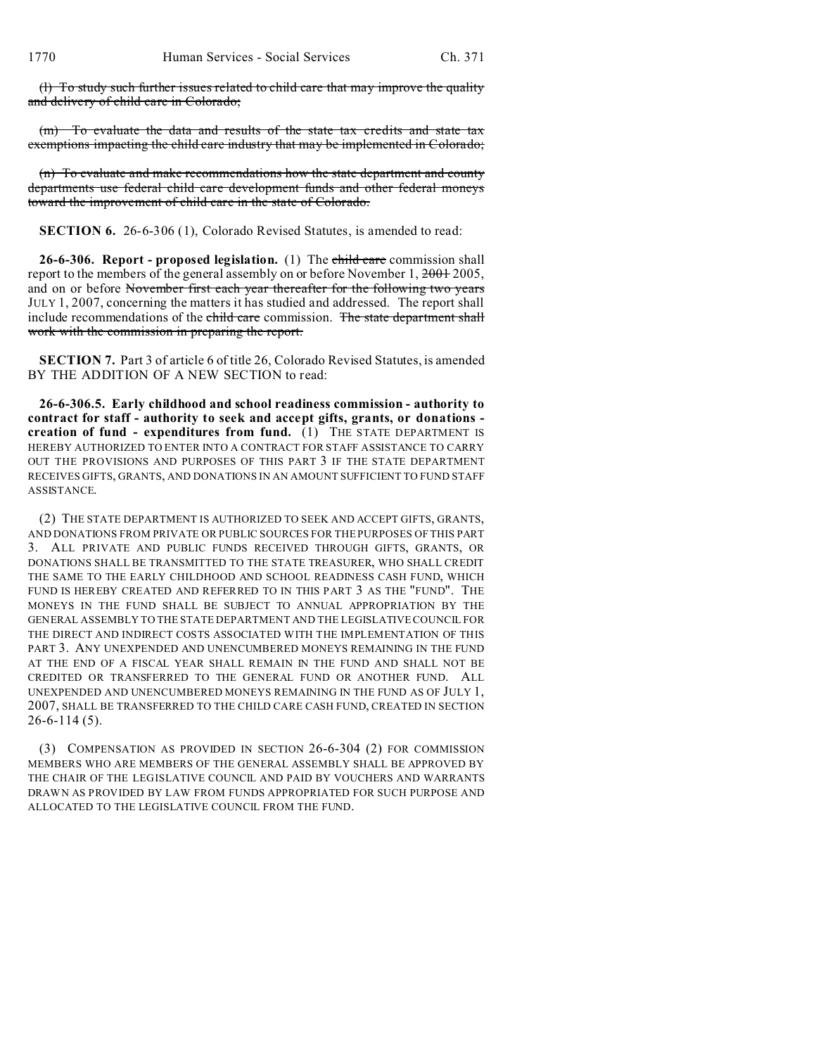(l) ~~To study such further issues related to child care that may improve the quality and delivery of child care in Colorado;~~

(m) ~~To evaluate the data and results of the state tax credits and state tax exemptions impacting the child care industry that may be implemented in Colorado;~~

(n) ~~To evaluate and make recommendations how the state department and county departments use federal child care development funds and other federal moneys toward the improvement of child care in the state of Colorado.~~

**SECTION 6.** 26-6-306 (1), Colorado Revised Statutes, is amended to read:

**26-6-306. Report - proposed legislation.** (1) The ~~child care~~ commission shall report to the members of the general assembly on or before November 1, ~~2001~~ 2005, and on or before ~~November first each year thereafter for the following two years~~ JULY 1, 2007, concerning the matters it has studied and addressed. The report shall include recommendations of the ~~child care~~ commission. ~~The state department shall work with the commission in preparing the report.~~

**SECTION 7.** Part 3 of article 6 of title 26, Colorado Revised Statutes, is amended BY THE ADDITION OF A NEW SECTION to read:

**26-6-306.5. Early childhood and school readiness commission - authority to contract for staff - authority to seek and accept gifts, grants, or donations - creation of fund - expenditures from fund.** (1) THE STATE DEPARTMENT IS HEREBY AUTHORIZED TO ENTER INTO A CONTRACT FOR STAFF ASSISTANCE TO CARRY OUT THE PROVISIONS AND PURPOSES OF THIS PART 3 IF THE STATE DEPARTMENT RECEIVES GIFTS, GRANTS, AND DONATIONS IN AN AMOUNT SUFFICIENT TO FUND STAFF ASSISTANCE.

(2) THE STATE DEPARTMENT IS AUTHORIZED TO SEEK AND ACCEPT GIFTS, GRANTS, AND DONATIONS FROM PRIVATE OR PUBLIC SOURCES FOR THE PURPOSES OF THIS PART 3. ALL PRIVATE AND PUBLIC FUNDS RECEIVED THROUGH GIFTS, GRANTS, OR DONATIONS SHALL BE TRANSMITTED TO THE STATE TREASURER, WHO SHALL CREDIT THE SAME TO THE EARLY CHILDHOOD AND SCHOOL READINESS CASH FUND, WHICH FUND IS HEREBY CREATED AND REFERRED TO IN THIS PART 3 AS THE "FUND". THE MONEYS IN THE FUND SHALL BE SUBJECT TO ANNUAL APPROPRIATION BY THE GENERAL ASSEMBLY TO THE STATE DEPARTMENT AND THE LEGISLATIVE COUNCIL FOR THE DIRECT AND INDIRECT COSTS ASSOCIATED WITH THE IMPLEMENTATION OF THIS PART 3. ANY UNEXPENDED AND UNENCUMBERED MONEYS REMAINING IN THE FUND AT THE END OF A FISCAL YEAR SHALL REMAIN IN THE FUND AND SHALL NOT BE CREDITED OR TRANSFERRED TO THE GENERAL FUND OR ANOTHER FUND. ALL UNEXPENDED AND UNENCUMBERED MONEYS REMAINING IN THE FUND AS OF JULY 1, 2007, SHALL BE TRANSFERRED TO THE CHILD CARE CASH FUND, CREATED IN SECTION 26-6-114 (5).

(3) COMPENSATION AS PROVIDED IN SECTION 26-6-304 (2) FOR COMMISSION MEMBERS WHO ARE MEMBERS OF THE GENERAL ASSEMBLY SHALL BE APPROVED BY THE CHAIR OF THE LEGISLATIVE COUNCIL AND PAID BY VOUCHERS AND WARRANTS DRAWN AS PROVIDED BY LAW FROM FUNDS APPROPRIATED FOR SUCH PURPOSE AND ALLOCATED TO THE LEGISLATIVE COUNCIL FROM THE FUND.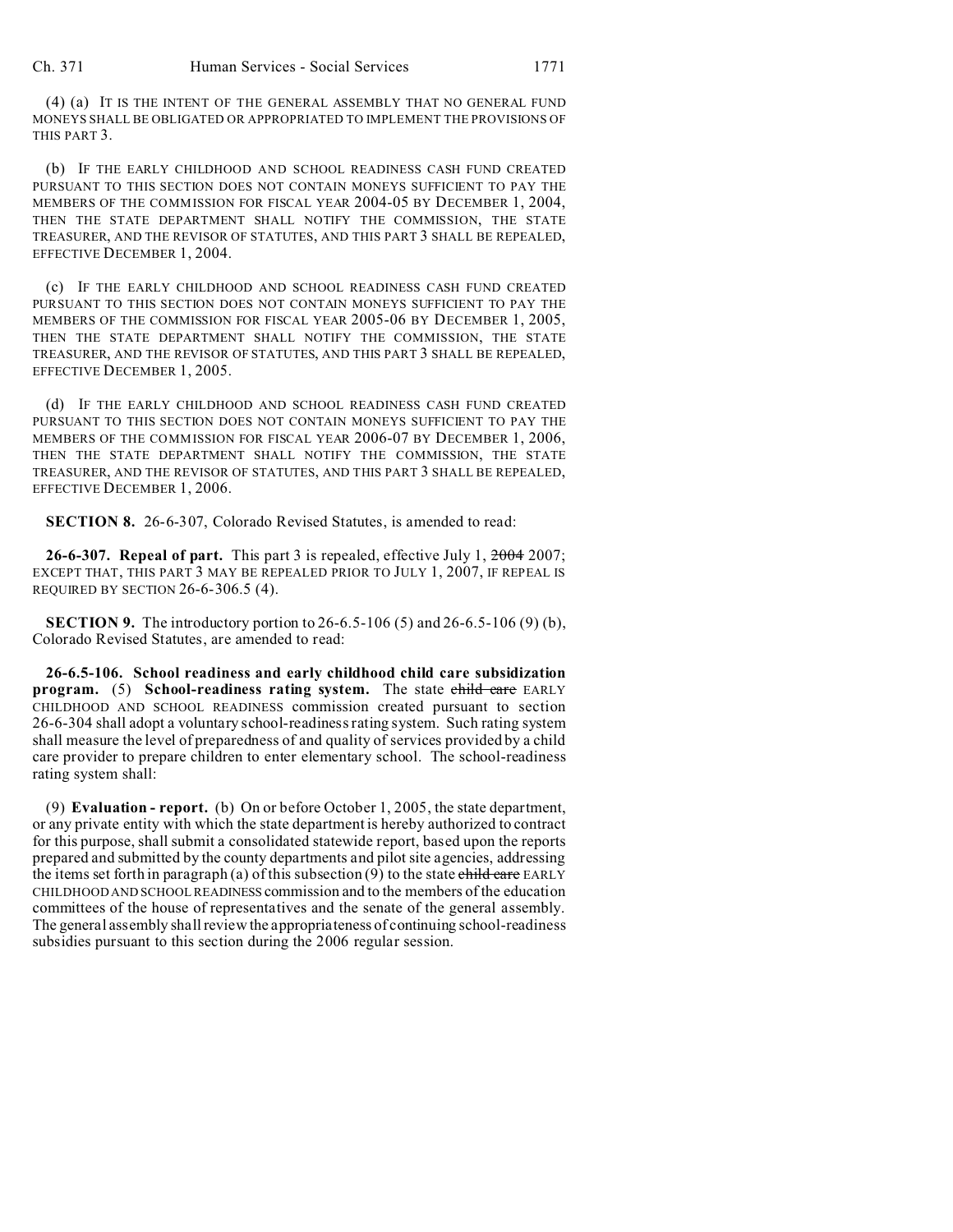(4) (a) IT IS THE INTENT OF THE GENERAL ASSEMBLY THAT NO GENERAL FUND MONEYS SHALL BE OBLIGATED OR APPROPRIATED TO IMPLEMENT THE PROVISIONS OF THIS PART 3.

(b) IF THE EARLY CHILDHOOD AND SCHOOL READINESS CASH FUND CREATED PURSUANT TO THIS SECTION DOES NOT CONTAIN MONEYS SUFFICIENT TO PAY THE MEMBERS OF THE COMMISSION FOR FISCAL YEAR 2004-05 BY DECEMBER 1, 2004, THEN THE STATE DEPARTMENT SHALL NOTIFY THE COMMISSION, THE STATE TREASURER, AND THE REVISOR OF STATUTES, AND THIS PART 3 SHALL BE REPEALED, EFFECTIVE DECEMBER 1, 2004.

(c) IF THE EARLY CHILDHOOD AND SCHOOL READINESS CASH FUND CREATED PURSUANT TO THIS SECTION DOES NOT CONTAIN MONEYS SUFFICIENT TO PAY THE MEMBERS OF THE COMMISSION FOR FISCAL YEAR 2005-06 BY DECEMBER 1, 2005, THEN THE STATE DEPARTMENT SHALL NOTIFY THE COMMISSION, THE STATE TREASURER, AND THE REVISOR OF STATUTES, AND THIS PART 3 SHALL BE REPEALED, EFFECTIVE DECEMBER 1, 2005.

(d) IF THE EARLY CHILDHOOD AND SCHOOL READINESS CASH FUND CREATED PURSUANT TO THIS SECTION DOES NOT CONTAIN MONEYS SUFFICIENT TO PAY THE MEMBERS OF THE COMMISSION FOR FISCAL YEAR 2006-07 BY DECEMBER 1, 2006, THEN THE STATE DEPARTMENT SHALL NOTIFY THE COMMISSION, THE STATE TREASURER, AND THE REVISOR OF STATUTES, AND THIS PART 3 SHALL BE REPEALED, EFFECTIVE DECEMBER 1, 2006.

**SECTION 8.** 26-6-307, Colorado Revised Statutes, is amended to read:

**26-6-307. Repeal of part.** This part 3 is repealed, effective July 1, ~~2004~~ 2007; EXCEPT THAT, THIS PART 3 MAY BE REPEALED PRIOR TO JULY 1, 2007, IF REPEAL IS REQUIRED BY SECTION 26-6-306.5 (4).

**SECTION 9.** The introductory portion to 26-6.5-106 (5) and 26-6.5-106 (9) (b), Colorado Revised Statutes, are amended to read:

**26-6.5-106. School readiness and early childhood child care subsidization program.** (5) **School-readiness rating system.** The state ~~child care~~ EARLY CHILDHOOD AND SCHOOL READINESS commission created pursuant to section 26-6-304 shall adopt a voluntary school-readiness rating system. Such rating system shall measure the level of preparedness of and quality of services provided by a child care provider to prepare children to enter elementary school. The school-readiness rating system shall:

(9) **Evaluation - report.** (b) On or before October 1, 2005, the state department, or any private entity with which the state department is hereby authorized to contract for this purpose, shall submit a consolidated statewide report, based upon the reports prepared and submitted by the county departments and pilot site agencies, addressing the items set forth in paragraph (a) of this subsection (9) to the state ~~child care~~ EARLY CHILDHOOD AND SCHOOL READINESS commission and to the members of the education committees of the house of representatives and the senate of the general assembly. The general assembly shall review the appropriateness of continuing school-readiness subsidies pursuant to this section during the 2006 regular session.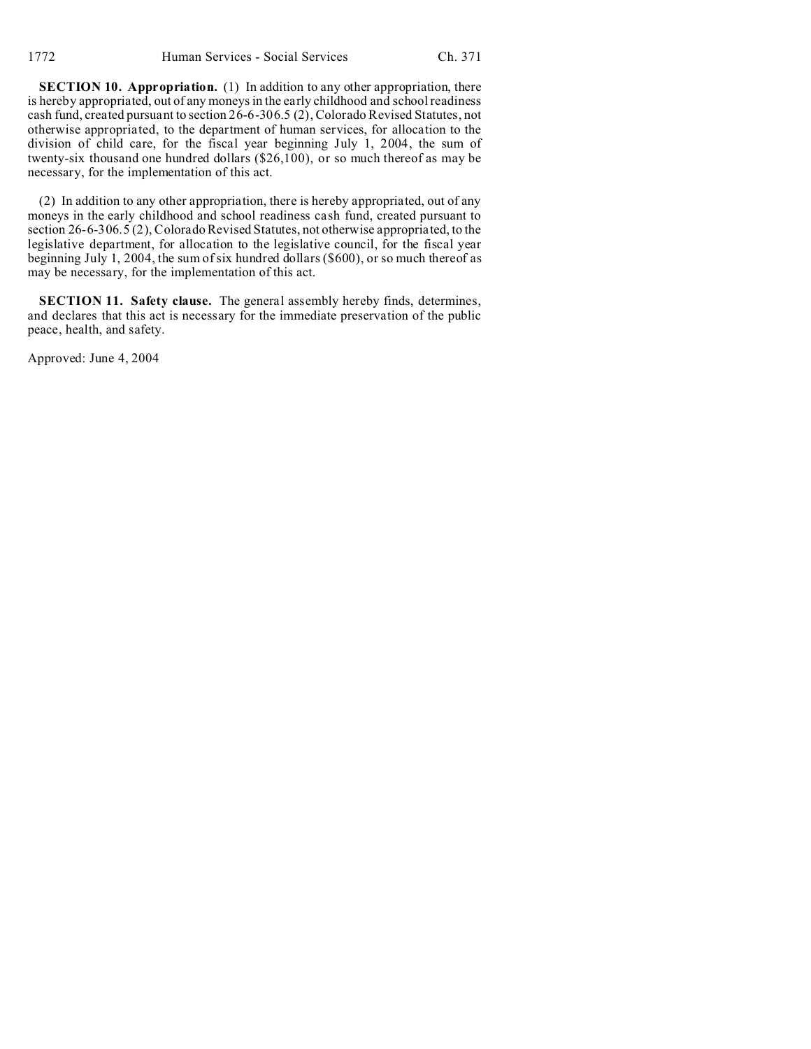**SECTION 10. Appropriation.** (1) In addition to any other appropriation, there is hereby appropriated, out of any moneys in the early childhood and school readiness cash fund, created pursuant to section 26-6-306.5 (2), Colorado Revised Statutes, not otherwise appropriated, to the department of human services, for allocation to the division of child care, for the fiscal year beginning July 1, 2004, the sum of twenty-six thousand one hundred dollars ($26,100), or so much thereof as may be necessary, for the implementation of this act.

(2) In addition to any other appropriation, there is hereby appropriated, out of any moneys in the early childhood and school readiness cash fund, created pursuant to section 26-6-306.5 (2), Colorado Revised Statutes, not otherwise appropriated, to the legislative department, for allocation to the legislative council, for the fiscal year beginning July 1, 2004, the sum of six hundred dollars ($600), or so much thereof as may be necessary, for the implementation of this act.

**SECTION 11. Safety clause.** The general assembly hereby finds, determines, and declares that this act is necessary for the immediate preservation of the public peace, health, and safety.

Approved: June 4, 2004